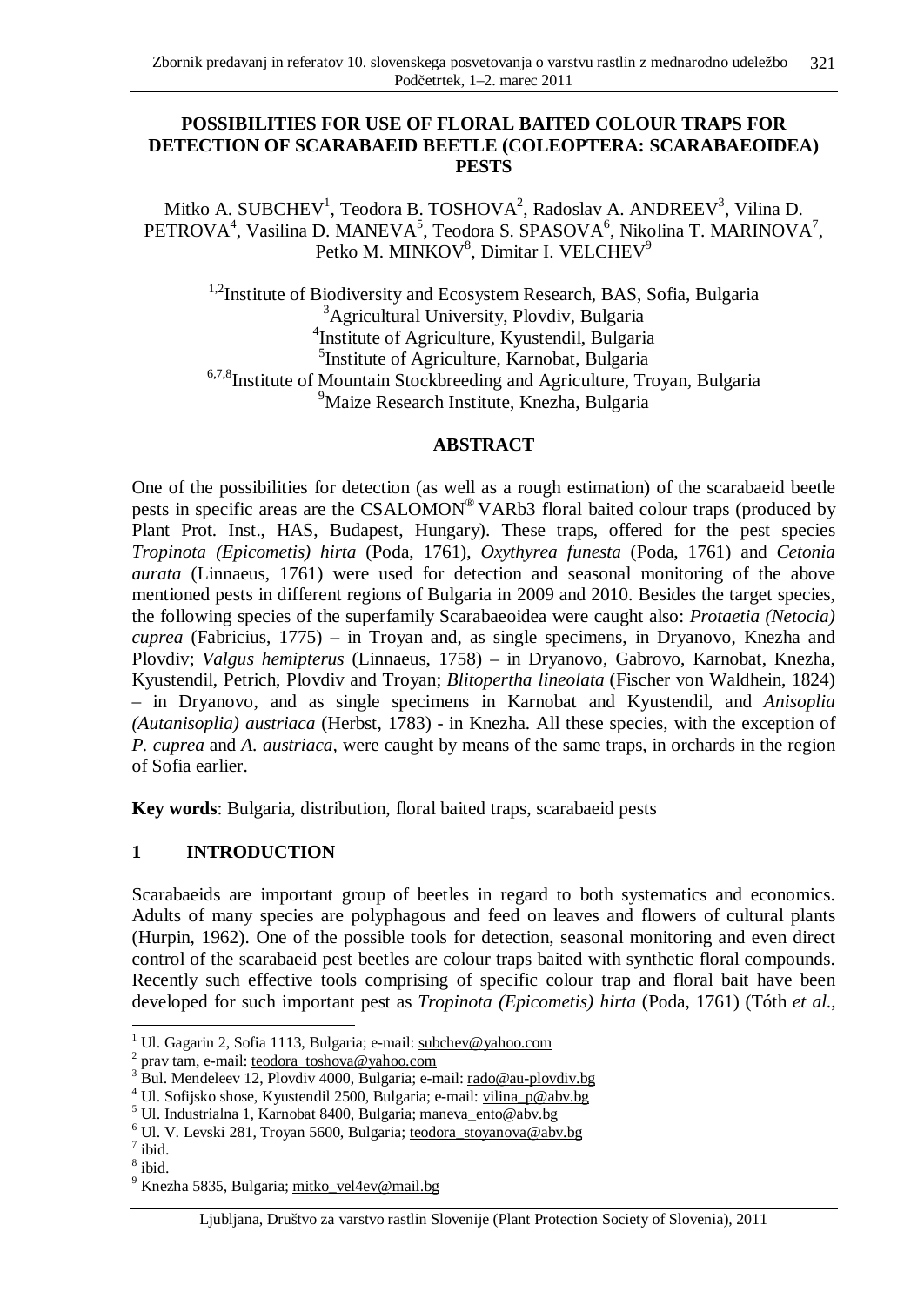# POSSIBILITIES FOR USE OF FLORAL BAITED COLOUR TRAPS FOR DETECTION OF SCARABAEID BEETLE (COLEOPTERA: SCARABAEOIDEA) PESTS

Mitko A. SUBCHEV[1], Teodora B. TOSHOVA[2], Radoslav A. ANDREEV[3], Vilina D. PETROVA[4], Vasilina D. MANEVA[5], Teodora S. SPASOVA[6], Nikolina T. MARINOVA[7], Petko M. MINKOV[8], Dimitar I. VELCHEV[9]

[1,2]Institute of Biodiversity and Ecosystem Research, BAS, Sofia, Bulgaria
[3]Agricultural University, Plovdiv, Bulgaria
[4]Institute of Agriculture, Kyustendil, Bulgaria
[5]Institute of Agriculture, Karnobat, Bulgaria
[6,7,8]Institute of Mountain Stockbreeding and Agriculture, Troyan, Bulgaria
[9]Maize Research Institute, Knezha, Bulgaria

## ABSTRACT

One of the possibilities for detection (as well as a rough estimation) of the scarabaeid beetle pests in specific areas are the CSALOMON® VARb3 floral baited colour traps (produced by Plant Prot. Inst., HAS, Budapest, Hungary). These traps, offered for the pest species *Tropinota (Epicometis) hirta* (Poda, 1761), *Oxythyrea funesta* (Poda, 1761) and *Cetonia aurata* (Linnaeus, 1761) were used for detection and seasonal monitoring of the above mentioned pests in different regions of Bulgaria in 2009 and 2010. Besides the target species, the following species of the superfamily Scarabaeoidea were caught also: *Protaetia (Netocia) cuprea* (Fabricius, 1775) – in Troyan and, as single specimens, in Dryanovo, Knezha and Plovdiv; *Valgus hemipterus* (Linnaeus, 1758) – in Dryanovo, Gabrovo, Karnobat, Knezha, Kyustendil, Petrich, Plovdiv and Troyan; *Blitopertha lineolata* (Fischer von Waldhein, 1824) – in Dryanovo, and as single specimens in Karnobat and Kyustendil, and *Anisoplia (Autanisoplia) austriaca* (Herbst, 1783) - in Knezha. All these species, with the exception of *P. cuprea* and *A. austriaca,* were caught by means of the same traps, in orchards in the region of Sofia earlier.

**Key words**: Bulgaria, distribution, floral baited traps, scarabaeid pests

## 1 INTRODUCTION

Scarabaeids are important group of beetles in regard to both systematics and economics. Adults of many species are polyphagous and feed on leaves and flowers of cultural plants (Hurpin, 1962). One of the possible tools for detection, seasonal monitoring and even direct control of the scarabaeid pest beetles are colour traps baited with synthetic floral compounds. Recently such effective tools comprising of specific colour trap and floral bait have been developed for such important pest as *Tropinota (Epicometis) hirta* (Poda, 1761) (Tóth *et al.*,

---

[1] Ul. Gagarin 2, Sofia 1113, Bulgaria; e-mail: subchev@yahoo.com
[2] prav tam, e-mail: teodora_toshova@yahoo.com
[3] Bul. Mendeleev 12, Plovdiv 4000, Bulgaria; e-mail: rado@au-plovdiv.bg
[4] Ul. Sofijsko shose, Kyustendil 2500, Bulgaria; e-mail: vilina_p@abv.bg
[5] Ul. Industrialna 1, Karnobat 8400, Bulgaria; maneva_ento@abv.bg
[6] Ul. V. Levski 281, Troyan 5600, Bulgaria; teodora_stoyanova@abv.bg
[7] ibid.
[8] ibid.
[9] Knezha 5835, Bulgaria; mitko_vel4ev@mail.bg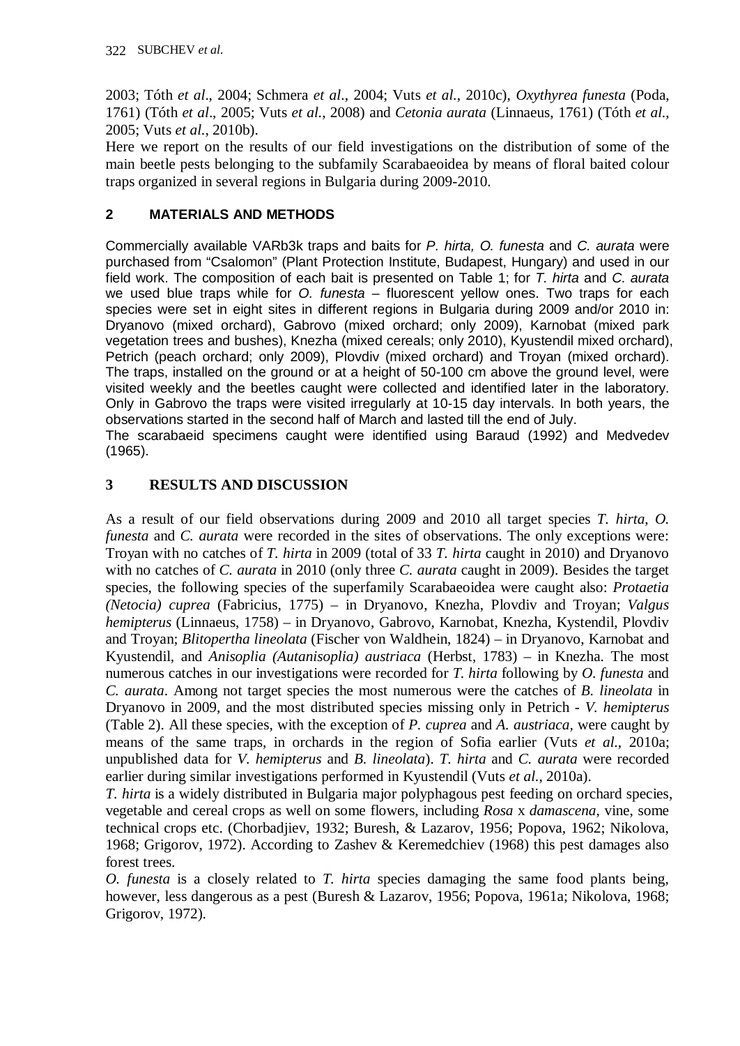2003; Tóth *et al*., 2004; Schmera *et al*., 2004; Vuts *et al.*, 2010c), *Oxythyrea funesta* (Poda, 1761) (Tóth *et al*., 2005; Vuts *et al.*, 2008) and *Cetonia aurata* (Linnaeus, 1761) (Tóth *et al*., 2005; Vuts *et al.*, 2010b).

Here we report on the results of our field investigations on the distribution of some of the main beetle pests belonging to the subfamily Scarabaeoidea by means of floral baited colour traps organized in several regions in Bulgaria during 2009-2010.

## 2 MATERIALS AND METHODS

Commercially available VARb3k traps and baits for *P. hirta, O. funesta* and *C. aurata* were purchased from "Csalomon" (Plant Protection Institute, Budapest, Hungary) and used in our field work. The composition of each bait is presented on Table 1; for *T. hirta* and *C. aurata* we used blue traps while for *O. funesta* – fluorescent yellow ones. Two traps for each species were set in eight sites in different regions in Bulgaria during 2009 and/or 2010 in: Dryanovo (mixed orchard), Gabrovo (mixed orchard; only 2009), Karnobat (mixed park vegetation trees and bushes), Knezha (mixed cereals; only 2010), Kyustendil mixed orchard), Petrich (peach orchard; only 2009), Plovdiv (mixed orchard) and Troyan (mixed orchard). The traps, installed on the ground or at a height of 50-100 cm above the ground level, were visited weekly and the beetles caught were collected and identified later in the laboratory. Only in Gabrovo the traps were visited irregularly at 10-15 day intervals. In both years, the observations started in the second half of March and lasted till the end of July.

The scarabaeid specimens caught were identified using Baraud (1992) and Medvedev (1965).

## 3 RESULTS AND DISCUSSION

As a result of our field observations during 2009 and 2010 all target species *T. hirta*, *O. funesta* and *C. aurata* were recorded in the sites of observations. The only exceptions were: Troyan with no catches of *T. hirta* in 2009 (total of 33 *T. hirta* caught in 2010) and Dryanovo with no catches of *C. aurata* in 2010 (only three *C. aurata* caught in 2009). Besides the target species, the following species of the superfamily Scarabaeoidea were caught also: *Protaetia (Netocia) cuprea* (Fabricius, 1775) – in Dryanovo, Knezha, Plovdiv and Troyan; *Valgus hemipterus* (Linnaeus, 1758) – in Dryanovo, Gabrovo, Karnobat, Knezha, Kystendil, Plovdiv and Troyan; *Blitopertha lineolata* (Fischer von Waldhein, 1824) – in Dryanovo, Karnobat and Kyustendil, and *Anisoplia (Autanisoplia) austriaca* (Herbst, 1783) – in Knezha. The most numerous catches in our investigations were recorded for *T. hirta* following by *O. funesta* and *C. aurata*. Among not target species the most numerous were the catches of *B. lineolata* in Dryanovo in 2009, and the most distributed species missing only in Petrich - *V. hemipterus* (Table 2). All these species, with the exception of *P. cuprea* and *A. austriaca,* were caught by means of the same traps, in orchards in the region of Sofia earlier (Vuts *et al*., 2010a; unpublished data for *V. hemipterus* and *B. lineolata*). *T. hirta* and *C. aurata* were recorded earlier during similar investigations performed in Kyustendil (Vuts *et al*., 2010a).

*T. hirta* is a widely distributed in Bulgaria major polyphagous pest feeding on orchard species, vegetable and cereal crops as well on some flowers, including *Rosa* x *damascena*, vine, some technical crops etc. (Chorbadjiev, 1932; Buresh, & Lazarov, 1956; Popova, 1962; Nikolova, 1968; Grigorov, 1972). According to Zashev & Keremedchiev (1968) this pest damages also forest trees.

*O. funesta* is a closely related to *T. hirta* species damaging the same food plants being, however, less dangerous as a pest (Buresh & Lazarov, 1956; Popova, 1961a; Nikolova, 1968; Grigorov, 1972).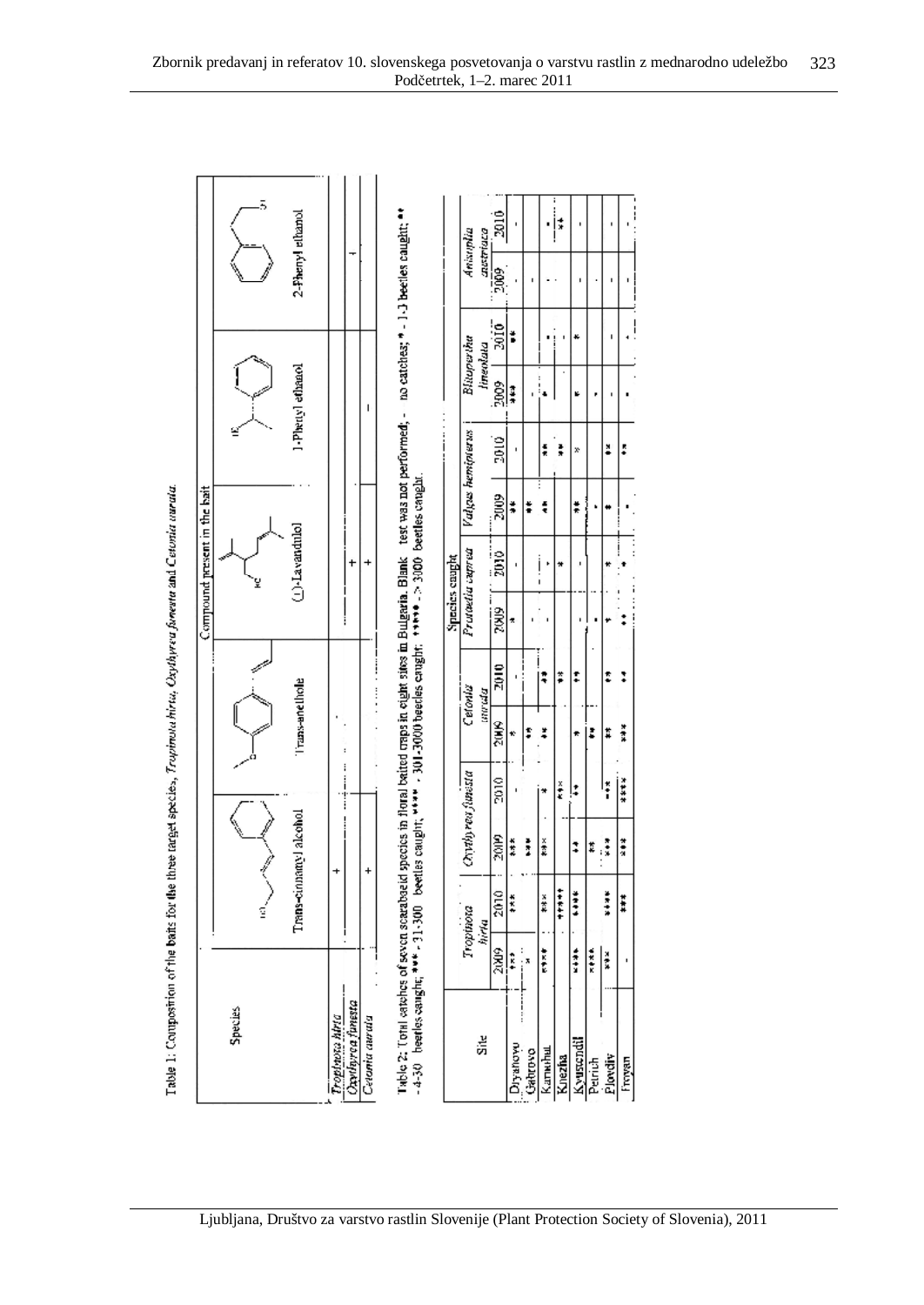Table 1: Composition of the baits for the three target species, *Tropinota hirta*, *Oxythyrea funesta* and *Cetonia aurata*.

| Species | Compound present in the bait | | | | |
|---|---|---|---|---|---|
| | Trans-cinnamyl alcohol | Trans-anethole | (±)-Lavandulol | 1-Phenyl ethanol | 2-Phenyl ethanol |
| *Tropinota hirta* | + | + | | | |
| *Oxythyrea funesta* | | | + | | + |
| *Cetonia aurata* | + | | + | + | |

Table 2: Total catches of seven scarabaeid species in floral baited traps in eight sites in Bulgaria. Blank - test was not performed; - no catches; * - 1-3 beetles caught; ** - 4-30 beetles caught; *** - 31-300 beetles caught; **** - 301-3000 beetles caught; ***** - > 3000 beetles caught.

| Site | Species caught | | | | | | | | | | | | | |
|---|---|---|---|---|---|---|---|---|---|---|---|---|---|---|
| | *Tropinota hirta* | | *Oxythyrea funesta* | | *Cetonia aurata* | | *Protaetia cuprea* | | *Valgus hemipterus* | | *Blitopertha lineolata* | | *Anisoplia austriaca* | |
| | 2009 | 2010 | 2009 | 2010 | 2009 | 2010 | 2009 | 2010 | 2009 | 2010 | 2009 | 2010 | 2009 | 2010 |
| Dryanovo | *** | *** | *** | - | * | - | * | - | ** | - | *** | ** | - | - |
| Gabrovo | * | | *** | | ** | | - | | ** | | - | | - | |
| Karnobat | **** | *** | *** | * | ** | ** | - | - | ** | ** | * | - | - | - |
| Knezha | | ***** | | *** | | ** | | * | | ** | | - | | ** |
| Kyustendil | **** | **** | ** | ** | * | ** | - | - | ** | * | * | * | - | - |
| Petrich | **** | | ** | | ** | | - | | - | | - | | - | |
| Plovdiv | *** | **** | *** | ** | ** | ** | * | * | * | ** | - | - | - | - |
| Troyan | - | *** | *** | **** | *** | ** | ** | * | - | ** | - | - | - | - |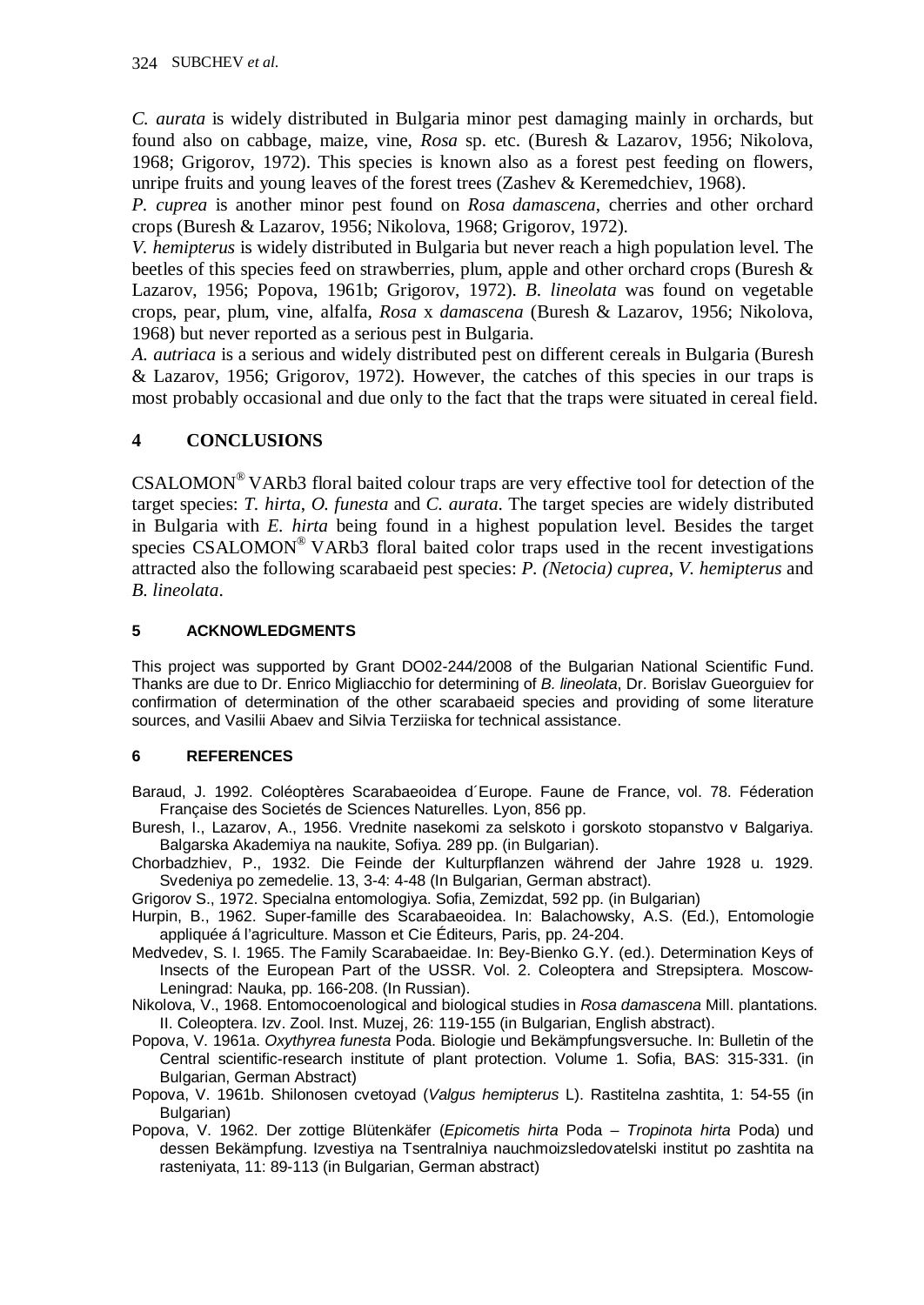*C. aurata* is widely distributed in Bulgaria minor pest damaging mainly in orchards, but found also on cabbage, maize, vine, *Rosa* sp. etc. (Buresh & Lazarov, 1956; Nikolova, 1968; Grigorov, 1972). This species is known also as a forest pest feeding on flowers, unripe fruits and young leaves of the forest trees (Zashev & Keremedchiev, 1968).

*P. cuprea* is another minor pest found on *Rosa damascena*, cherries and other orchard crops (Buresh & Lazarov, 1956; Nikolova, 1968; Grigorov, 1972).

*V. hemipterus* is widely distributed in Bulgaria but never reach a high population level. The beetles of this species feed on strawberries, plum, apple and other orchard crops (Buresh & Lazarov, 1956; Popova, 1961b; Grigorov, 1972). *B. lineolata* was found on vegetable crops, pear, plum, vine, alfalfa, *Rosa* x *damascena* (Buresh & Lazarov, 1956; Nikolova, 1968) but never reported as a serious pest in Bulgaria.

*A. autriaca* is a serious and widely distributed pest on different cereals in Bulgaria (Buresh & Lazarov, 1956; Grigorov, 1972). However, the catches of this species in our traps is most probably occasional and due only to the fact that the traps were situated in cereal field.

## 4 CONCLUSIONS

CSALOMON® VARb3 floral baited colour traps are very effective tool for detection of the target species: *T. hirta*, *O. funesta* and *C. aurata*. The target species are widely distributed in Bulgaria with *E. hirta* being found in a highest population level. Besides the target species CSALOMON® VARb3 floral baited color traps used in the recent investigations attracted also the following scarabaeid pest species: *P. (Netocia) cuprea*, *V. hemipterus* and *B. lineolata*.

## 5 ACKNOWLEDGMENTS

This project was supported by Grant DO02-244/2008 of the Bulgarian National Scientific Fund. Thanks are due to Dr. Enrico Migliacchio for determining of *B. lineolata*, Dr. Borislav Gueorguiev for confirmation of determination of the other scarabaeid species and providing of some literature sources, and Vasilii Abaev and Silvia Terziiska for technical assistance.

## 6 REFERENCES

Baraud, J. 1992. Coléoptères Scarabaeoidea d´Europe. Faune de France, vol. 78. Féderation Française des Societés de Sciences Naturelles. Lyon, 856 pp.

Buresh, I., Lazarov, A., 1956. Vrednite nasekomi za selskoto i gorskoto stopanstvo v Balgariya. Balgarska Akademiya na naukite, Sofiya. 289 pp. (in Bulgarian).

Chorbadzhiev, P., 1932. Die Feinde der Kulturpflanzen während der Jahre 1928 u. 1929. Svedeniya po zemedelie. 13, 3-4: 4-48 (In Bulgarian, German abstract).

Grigorov S., 1972. Specialna entomologiya. Sofia, Zemizdat, 592 pp. (in Bulgarian)

Hurpin, B., 1962. Super-famille des Scarabaeoidea. In: Balachowsky, A.S. (Ed.), Entomologie appliquée á l'agriculture. Masson et Cie Éditeurs, Paris, pp. 24-204.

Medvedev, S. I. 1965. The Family Scarabaeidae. In: Bey-Bienko G.Y. (ed.). Determination Keys of Insects of the European Part of the USSR. Vol. 2. Coleoptera and Strepsiptera. Moscow-Leningrad: Nauka, pp. 166-208. (In Russian).

Nikolova, V., 1968. Entomocoenological and biological studies in *Rosa damascena* Mill. plantations. II. Coleoptera. Izv. Zool. Inst. Muzej, 26: 119-155 (in Bulgarian, English abstract).

Popova, V. 1961a. *Oxythyrea funesta* Poda. Biologie und Bekämpfungsversuche. In: Bulletin of the Central scientific-research institute of plant protection. Volume 1. Sofia, BAS: 315-331. (in Bulgarian, German Abstract)

Popova, V. 1961b. Shilonosen cvetoyad (*Valgus hemipterus* L). Rastitelna zashtita, 1: 54-55 (in Bulgarian)

Popova, V. 1962. Der zottige Blütenkäfer (*Epicometis hirta* Poda – *Tropinota hirta* Poda) und dessen Bekämpfung. Izvestiya na Tsentralniya nauchmoizsledovatelski institut po zashtita na rasteniyata, 11: 89-113 (in Bulgarian, German abstract)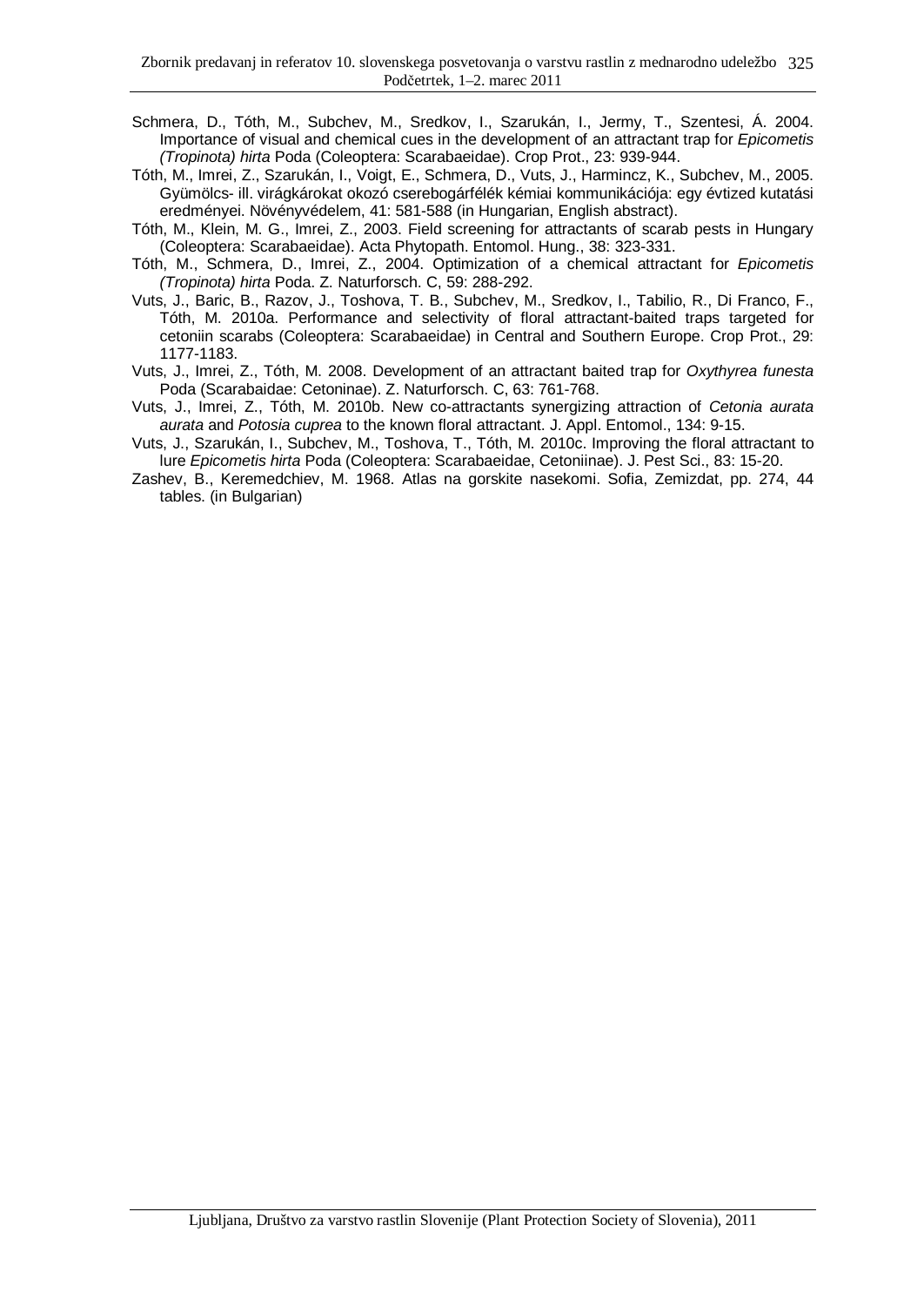Schmera, D., Tóth, M., Subchev, M., Sredkov, I., Szarukán, I., Jermy, T., Szentesi, Á. 2004. Importance of visual and chemical cues in the development of an attractant trap for *Epicometis (Tropinota) hirta* Poda (Coleoptera: Scarabaeidae). Crop Prot., 23: 939-944.

Tóth, M., Imrei, Z., Szarukán, I., Voigt, E., Schmera, D., Vuts, J., Harmincz, K., Subchev, M., 2005. Gyümölcs- ill. virágkárokat okozó cserebogárfélék kémiai kommunikációja: egy évtized kutatási eredményei. Növényvédelem, 41: 581-588 (in Hungarian, English abstract).

Tóth, M., Klein, M. G., Imrei, Z., 2003. Field screening for attractants of scarab pests in Hungary (Coleoptera: Scarabaeidae). Acta Phytopath. Entomol. Hung., 38: 323-331.

Tóth, M., Schmera, D., Imrei, Z., 2004. Optimization of a chemical attractant for *Epicometis (Tropinota) hirta* Poda. Z. Naturforsch. C, 59: 288-292.

Vuts, J., Baric, B., Razov, J., Toshova, T. B., Subchev, M., Sredkov, I., Tabilio, R., Di Franco, F., Tóth, M. 2010a. Performance and selectivity of floral attractant-baited traps targeted for cetoniin scarabs (Coleoptera: Scarabaeidae) in Central and Southern Europe. Crop Prot., 29: 1177-1183.

Vuts, J., Imrei, Z., Tóth, M. 2008. Development of an attractant baited trap for *Oxythyrea funesta* Poda (Scarabaidae: Cetoninae). Z. Naturforsch. C, 63: 761-768.

Vuts, J., Imrei, Z., Tóth, M. 2010b. New co-attractants synergizing attraction of *Cetonia aurata aurata* and *Potosia cuprea* to the known floral attractant. J. Appl. Entomol., 134: 9-15.

Vuts, J., Szarukán, I., Subchev, M., Toshova, T., Tóth, M. 2010c. Improving the floral attractant to lure *Epicometis hirta* Poda (Coleoptera: Scarabaeidae, Cetoniinae). J. Pest Sci., 83: 15-20.

Zashev, B., Keremedchiev, M. 1968. Atlas na gorskite nasekomi. Sofia, Zemizdat, pp. 274, 44 tables. (in Bulgarian)